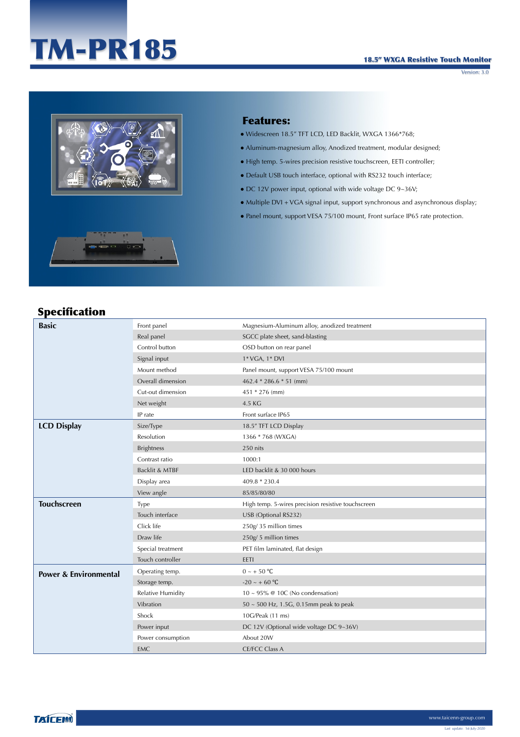# TM-PR185

**18.5" WXGA Resistive Touch Monitor**

Version: 3.0

## Features:

- Widescreen 18.5" TFT LCD, LED Backlit, WXGA 1366*768;
- Aluminum-magnesium alloy, Anodized treatment, modular designed;
- High temp. 5-wires precision resistive touchscreen, EETI controller;
- Default USB touch interface, optional with RS232 touch interface;
- DC 12V power input, optional with wide voltage DC 9~36V;
- Multiple DVI＋VGA signal input, support synchronous and asynchronous display;
- Panel mount, support VESA 75/100 mount, Front surface IP65 rate protection.

## Specification

| | | |
|---|---|---|
| **Basic** | Front panel | Magnesium-Aluminum alloy, anodized treatment |
| | Real panel | SGCC plate sheet, sand-blasting |
| | Control button | OSD button on rear panel |
| | Signal input | 1* VGA, 1* DVI |
| | Mount method | Panel mount, support VESA 75/100 mount |
| | Overall dimension | 462.4 * 286.6 * 51 (mm) |
| | Cut-out dimension | 451 * 276 (mm) |
| | Net weight | 4.5 KG |
| | IP rate | Front surface IP65 |
| **LCD Display** | Size/Type | 18.5" TFT LCD Display |
| | Resolution | 1366 * 768 (WXGA) |
| | Brightness | 250 nits |
| | Contrast ratio | 1000:1 |
| | Backlit & MTBF | LED backlit & 30 000 hours |
| | Display area | 409.8 * 230.4 |
| | View angle | 85/85/80/80 |
| **Touchscreen** | Type | High temp. 5-wires precision resistive touchscreen |
| | Touch interface | USB (Optional RS232) |
| | Click life | 250g/ 35 million times |
| | Draw life | 250g/ 5 million times |
| | Special treatment | PET film laminated, flat design |
| | Touch controller | EETI |
| **Power & Environmental** | Operating temp. | 0 ~ + 50 ℃ |
| | Storage temp. | -20 ~ + 60 ℃ |
| | Relative Humidity | 10 ~ 95% @ 10C (No condensation) |
| | Vibration | 50 ~ 500 Hz, 1.5G, 0.15mm peak to peak |
| | Shock | 10G/Peak (11 ms) |
| | Power input | DC 12V (Optional wide voltage DC 9~36V) |
| | Power consumption | About 20W |
| | EMC | CE/FCC Class A |

TAICENN

www.taicenn-group.com

Last update: 1st-July-2020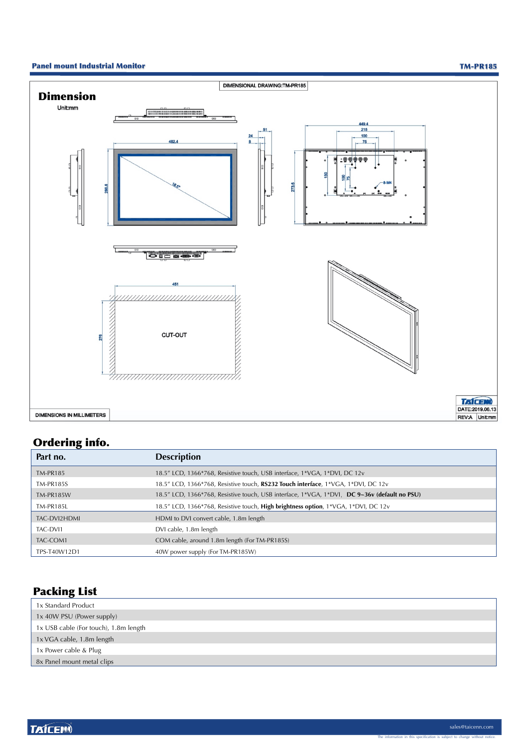## Dimension

Unit:mm

DIMENSIONAL DRAWING:TM-PR185

462.4

288.8

18.5"

51

24

8

449.4

215

100

75

150

100

75

273.8

8-M4

451

276

CUT-OUT

DIMENSIONS IN MILLIMETERS

DATE:2019.06.13

REV:A

Unit:mm

## Ordering info.

| Part no. | Description |
|---|---|
| TM-PR185 | 18.5" LCD, 1366*768, Resistive touch, USB interface, 1*VGA, 1*DVI, DC 12v |
| TM-PR185S | 18.5" LCD, 1366*768, Resistive touch, **RS232 Touch interface**, 1*VGA, 1*DVI, DC 12v |
| TM-PR185W | 18.5" LCD, 1366*768, Resistive touch, USB interface, 1*VGA, 1*DVI, **DC 9~36v (default no PSU)** |
| TM-PR185L | 18.5" LCD, 1366*768, Resistive touch, **High brightness option**, 1*VGA, 1*DVI, DC 12v |
| TAC-DVI2HDMI | HDMI to DVI convert cable, 1.8m length |
| TAC-DVI1 | DVI cable, 1.8m length |
| TAC-COM1 | COM cable, around 1.8m length (For TM-PR185S) |
| TPS-T40W12D1 | 40W power supply (For TM-PR185W) |

## Packing List

- 1x Standard Product
- 1x 40W PSU (Power supply)
- 1x USB cable (For touch), 1.8m length
- 1x VGA cable, 1.8m length
- 1x Power cable & Plug
- 8x Panel mount metal clips

sales@taicenn.com

The information in this specification is subject to change without notice.